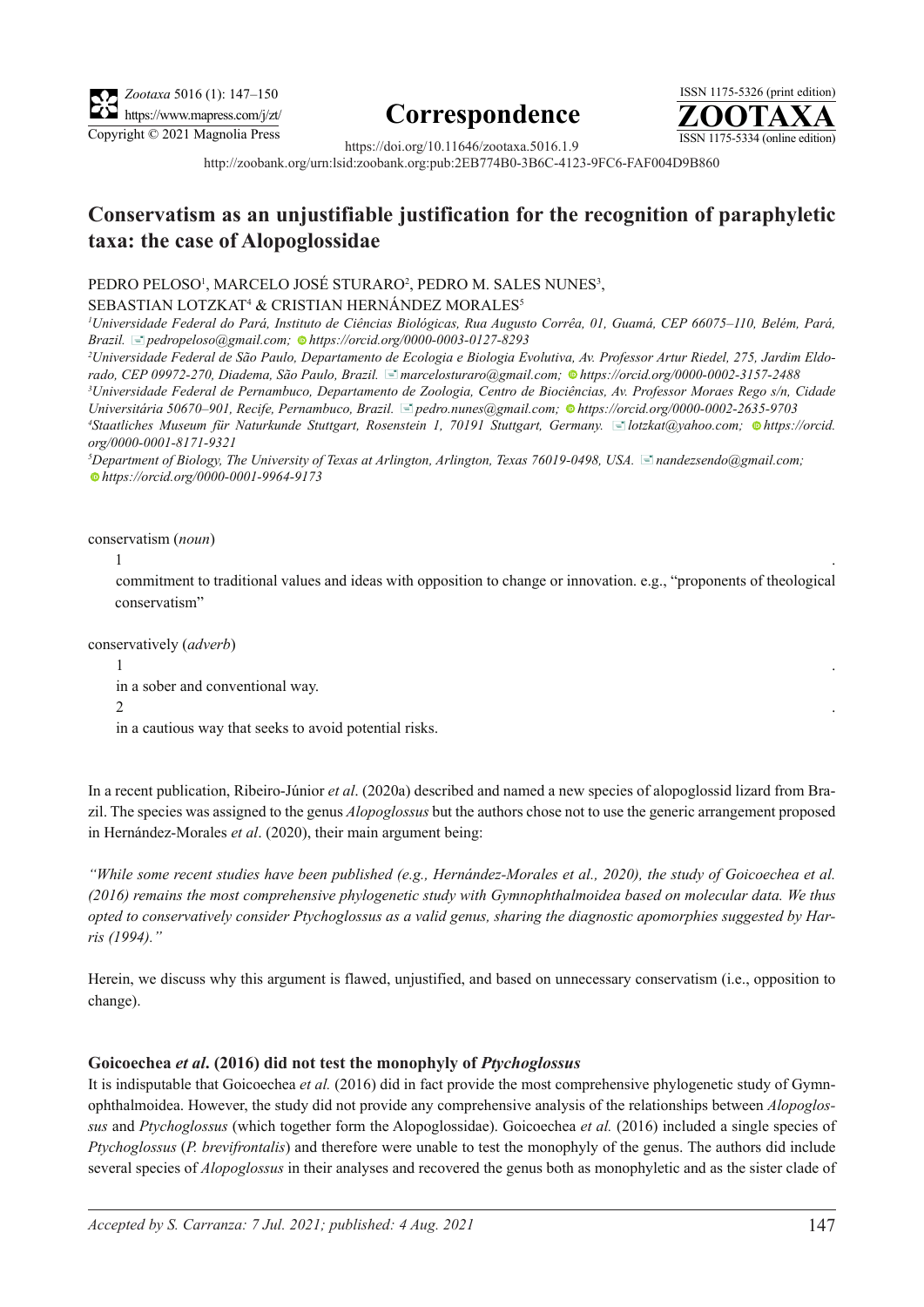**Correspondence**

https://doi.org/10.11646/zootaxa.5016.1.9

http://zoobank.org/urn:lsid:zoobank.org:pub:2EB774B0-3B6C-4123-9FC6-FAF004D9B860

# Conservatism as an unjustifiable justification for the recognition of paraphyletic taxa: the case of Alopoglossidae

PEDRO PELOSO[1], MARCELO JOSÉ STURARO[2], PEDRO M. SALES NUNES[3], SEBASTIAN LOTZKAT[4] & CRISTIAN HERNÁNDEZ MORALES[5]

[1] *Universidade Federal do Pará, Instituto de Ciências Biológicas, Rua Augusto Corrêa, 01, Guamá, CEP 66075–110, Belém, Pará, Brazil.* *pedropeloso@gmail.com;* *https://orcid.org/0000-0003-0127-8293*

[2] *Universidade Federal de São Paulo, Departamento de Ecologia e Biologia Evolutiva, Av. Professor Artur Riedel, 275, Jardim Eldorado, CEP 09972-270, Diadema, São Paulo, Brazil.* *marcelosturaro@gmail.com;* *https://orcid.org/0000-0002-3157-2488*

[3] *Universidade Federal de Pernambuco, Departamento de Zoologia, Centro de Biociências, Av. Professor Moraes Rego s/n, Cidade Universitária 50670–901, Recife, Pernambuco, Brazil.* *pedro.nunes@gmail.com;* *https://orcid.org/0000-0002-2635-9703*

[4] *Staatliches Museum für Naturkunde Stuttgart, Rosenstein 1, 70191 Stuttgart, Germany.* *lotzkat@yahoo.com;* *https://orcid.org/0000-0001-8171-9321*

[5] *Department of Biology, The University of Texas at Arlington, Arlington, Texas 76019-0498, USA.* *nandezsendo@gmail.com;* *https://orcid.org/0000-0001-9964-9173*

conservatism (*noun*)

1.
commitment to traditional values and ideas with opposition to change or innovation. e.g., "proponents of theological conservatism"

conservatively (*adverb*)

1.
in a sober and conventional way.

2.
in a cautious way that seeks to avoid potential risks.

In a recent publication, Ribeiro-Júnior *et al*. (2020a) described and named a new species of alopoglossid lizard from Brazil. The species was assigned to the genus *Alopoglossus* but the authors chose not to use the generic arrangement proposed in Hernández-Morales *et al*. (2020), their main argument being:

*"While some recent studies have been published (e.g., Hernández-Morales et al., 2020), the study of Goicoechea et al. (2016) remains the most comprehensive phylogenetic study with Gymnophthalmoidea based on molecular data. We thus opted to conservatively consider Ptychoglossus as a valid genus, sharing the diagnostic apomorphies suggested by Harris (1994)."*

Herein, we discuss why this argument is flawed, unjustified, and based on unnecessary conservatism (i.e., opposition to change).

### Goicoechea *et al*. (2016) did not test the monophyly of *Ptychoglossus*

It is indisputable that Goicoechea *et al.* (2016) did in fact provide the most comprehensive phylogenetic study of Gymnophthalmoidea. However, the study did not provide any comprehensive analysis of the relationships between *Alopoglossus* and *Ptychoglossus* (which together form the Alopoglossidae). Goicoechea *et al.* (2016) included a single species of *Ptychoglossus* (*P. brevifrontalis*) and therefore were unable to test the monophyly of the genus. The authors did include several species of *Alopoglossus* in their analyses and recovered the genus both as monophyletic and as the sister clade of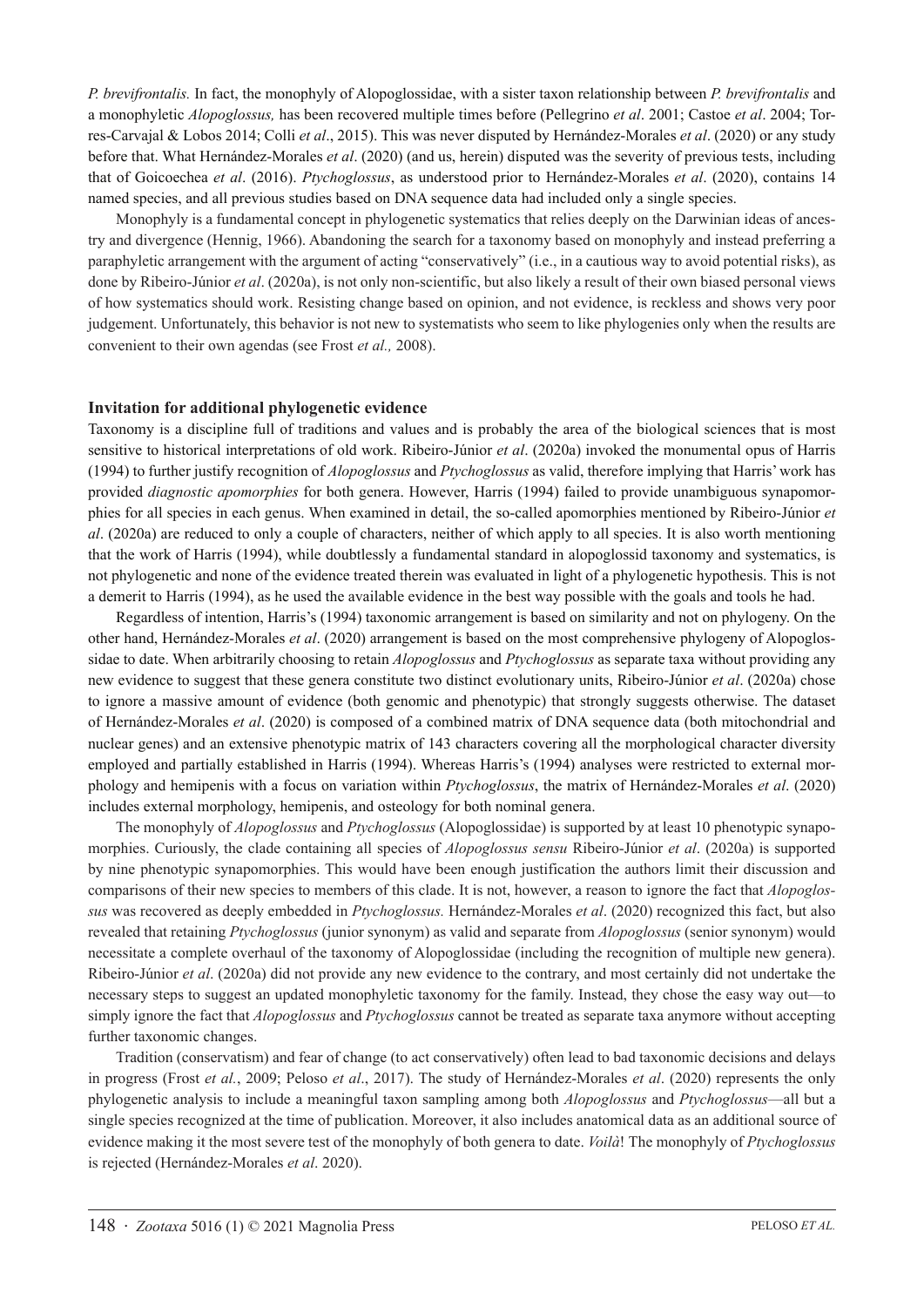*P. brevifrontalis.* In fact, the monophyly of Alopoglossidae, with a sister taxon relationship between *P. brevifrontalis* and a monophyletic *Alopoglossus,* has been recovered multiple times before (Pellegrino *et al*. 2001; Castoe *et al*. 2004; Torres-Carvajal & Lobos 2014; Colli *et al*., 2015). This was never disputed by Hernández-Morales *et al*. (2020) or any study before that. What Hernández-Morales *et al*. (2020) (and us, herein) disputed was the severity of previous tests, including that of Goicoechea *et al*. (2016). *Ptychoglossus*, as understood prior to Hernández-Morales *et al*. (2020), contains 14 named species, and all previous studies based on DNA sequence data had included only a single species.

Monophyly is a fundamental concept in phylogenetic systematics that relies deeply on the Darwinian ideas of ancestry and divergence (Hennig, 1966). Abandoning the search for a taxonomy based on monophyly and instead preferring a paraphyletic arrangement with the argument of acting "conservatively" (i.e., in a cautious way to avoid potential risks), as done by Ribeiro-Júnior *et al*. (2020a), is not only non-scientific, but also likely a result of their own biased personal views of how systematics should work. Resisting change based on opinion, and not evidence, is reckless and shows very poor judgement. Unfortunately, this behavior is not new to systematists who seem to like phylogenies only when the results are convenient to their own agendas (see Frost *et al.,* 2008).

## Invitation for additional phylogenetic evidence

Taxonomy is a discipline full of traditions and values and is probably the area of the biological sciences that is most sensitive to historical interpretations of old work. Ribeiro-Júnior *et al*. (2020a) invoked the monumental opus of Harris (1994) to further justify recognition of *Alopoglossus* and *Ptychoglossus* as valid, therefore implying that Harris' work has provided *diagnostic apomorphies* for both genera. However, Harris (1994) failed to provide unambiguous synapomorphies for all species in each genus. When examined in detail, the so-called apomorphies mentioned by Ribeiro-Júnior *et al*. (2020a) are reduced to only a couple of characters, neither of which apply to all species. It is also worth mentioning that the work of Harris (1994), while doubtlessly a fundamental standard in alopoglossid taxonomy and systematics, is not phylogenetic and none of the evidence treated therein was evaluated in light of a phylogenetic hypothesis. This is not a demerit to Harris (1994), as he used the available evidence in the best way possible with the goals and tools he had.

Regardless of intention, Harris's (1994) taxonomic arrangement is based on similarity and not on phylogeny. On the other hand, Hernández-Morales *et al*. (2020) arrangement is based on the most comprehensive phylogeny of Alopoglossidae to date. When arbitrarily choosing to retain *Alopoglossus* and *Ptychoglossus* as separate taxa without providing any new evidence to suggest that these genera constitute two distinct evolutionary units, Ribeiro-Júnior *et al*. (2020a) chose to ignore a massive amount of evidence (both genomic and phenotypic) that strongly suggests otherwise. The dataset of Hernández-Morales *et al*. (2020) is composed of a combined matrix of DNA sequence data (both mitochondrial and nuclear genes) and an extensive phenotypic matrix of 143 characters covering all the morphological character diversity employed and partially established in Harris (1994). Whereas Harris's (1994) analyses were restricted to external morphology and hemipenis with a focus on variation within *Ptychoglossus*, the matrix of Hernández-Morales *et al*. (2020) includes external morphology, hemipenis, and osteology for both nominal genera.

The monophyly of *Alopoglossus* and *Ptychoglossus* (Alopoglossidae) is supported by at least 10 phenotypic synapomorphies. Curiously, the clade containing all species of *Alopoglossus sensu* Ribeiro-Júnior *et al*. (2020a) is supported by nine phenotypic synapomorphies. This would have been enough justification the authors limit their discussion and comparisons of their new species to members of this clade. It is not, however, a reason to ignore the fact that *Alopoglossus* was recovered as deeply embedded in *Ptychoglossus.* Hernández-Morales *et al*. (2020) recognized this fact, but also revealed that retaining *Ptychoglossus* (junior synonym) as valid and separate from *Alopoglossus* (senior synonym) would necessitate a complete overhaul of the taxonomy of Alopoglossidae (including the recognition of multiple new genera). Ribeiro-Júnior *et al*. (2020a) did not provide any new evidence to the contrary, and most certainly did not undertake the necessary steps to suggest an updated monophyletic taxonomy for the family. Instead, they chose the easy way out—to simply ignore the fact that *Alopoglossus* and *Ptychoglossus* cannot be treated as separate taxa anymore without accepting further taxonomic changes.

Tradition (conservatism) and fear of change (to act conservatively) often lead to bad taxonomic decisions and delays in progress (Frost *et al.*, 2009; Peloso *et al*., 2017). The study of Hernández-Morales *et al*. (2020) represents the only phylogenetic analysis to include a meaningful taxon sampling among both *Alopoglossus* and *Ptychoglossus*—all but a single species recognized at the time of publication. Moreover, it also includes anatomical data as an additional source of evidence making it the most severe test of the monophyly of both genera to date. *Voilà*! The monophyly of *Ptychoglossus* is rejected (Hernández-Morales *et al*. 2020).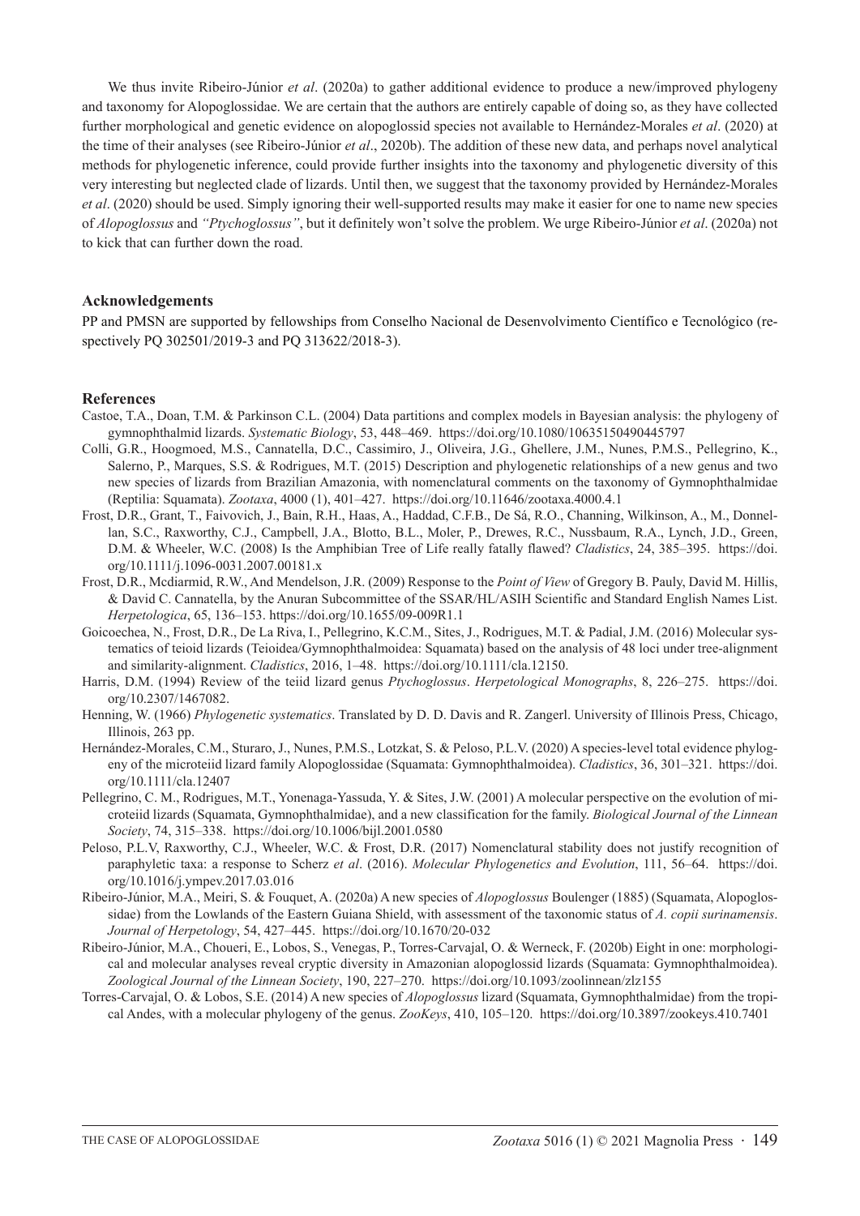We thus invite Ribeiro-Júnior *et al*. (2020a) to gather additional evidence to produce a new/improved phylogeny and taxonomy for Alopoglossidae. We are certain that the authors are entirely capable of doing so, as they have collected further morphological and genetic evidence on alopoglossid species not available to Hernández-Morales *et al*. (2020) at the time of their analyses (see Ribeiro-Júnior *et al*., 2020b). The addition of these new data, and perhaps novel analytical methods for phylogenetic inference, could provide further insights into the taxonomy and phylogenetic diversity of this very interesting but neglected clade of lizards. Until then, we suggest that the taxonomy provided by Hernández-Morales *et al*. (2020) should be used. Simply ignoring their well-supported results may make it easier for one to name new species of *Alopoglossus* and *"Ptychoglossus"*, but it definitely won't solve the problem. We urge Ribeiro-Júnior *et al*. (2020a) not to kick that can further down the road.

## Acknowledgements

PP and PMSN are supported by fellowships from Conselho Nacional de Desenvolvimento Científico e Tecnológico (respectively PQ 302501/2019-3 and PQ 313622/2018-3).

## References

Castoe, T.A., Doan, T.M. & Parkinson C.L. (2004) Data partitions and complex models in Bayesian analysis: the phylogeny of gymnophthalmid lizards. *Systematic Biology*, 53, 448–469. https://doi.org/10.1080/10635150490445797

Colli, G.R., Hoogmoed, M.S., Cannatella, D.C., Cassimiro, J., Oliveira, J.G., Ghellere, J.M., Nunes, P.M.S., Pellegrino, K., Salerno, P., Marques, S.S. & Rodrigues, M.T. (2015) Description and phylogenetic relationships of a new genus and two new species of lizards from Brazilian Amazonia, with nomenclatural comments on the taxonomy of Gymnophthalmidae (Reptilia: Squamata). *Zootaxa*, 4000 (1), 401–427. https://doi.org/10.11646/zootaxa.4000.4.1

Frost, D.R., Grant, T., Faivovich, J., Bain, R.H., Haas, A., Haddad, C.F.B., De Sá, R.O., Channing, Wilkinson, A., M., Donnellan, S.C., Raxworthy, C.J., Campbell, J.A., Blotto, B.L., Moler, P., Drewes, R.C., Nussbaum, R.A., Lynch, J.D., Green, D.M. & Wheeler, W.C. (2008) Is the Amphibian Tree of Life really fatally flawed? *Cladistics*, 24, 385–395. https://doi.org/10.1111/j.1096-0031.2007.00181.x

Frost, D.R., Mcdiarmid, R.W., And Mendelson, J.R. (2009) Response to the *Point of View* of Gregory B. Pauly, David M. Hillis, & David C. Cannatella, by the Anuran Subcommittee of the SSAR/HL/ASIH Scientific and Standard English Names List. *Herpetologica*, 65, 136–153. https://doi.org/10.1655/09-009R1.1

Goicoechea, N., Frost, D.R., De La Riva, I., Pellegrino, K.C.M., Sites, J., Rodrigues, M.T. & Padial, J.M. (2016) Molecular systematics of teioid lizards (Teioidea/Gymnophthalmoidea: Squamata) based on the analysis of 48 loci under tree-alignment and similarity-alignment. *Cladistics*, 2016, 1–48. https://doi.org/10.1111/cla.12150.

Harris, D.M. (1994) Review of the teiid lizard genus *Ptychoglossus*. *Herpetological Monographs*, 8, 226–275. https://doi.org/10.2307/1467082.

Henning, W. (1966) *Phylogenetic systematics*. Translated by D. D. Davis and R. Zangerl. University of Illinois Press, Chicago, Illinois, 263 pp.

Hernández-Morales, C.M., Sturaro, J., Nunes, P.M.S., Lotzkat, S. & Peloso, P.L.V. (2020) A species-level total evidence phylogeny of the microteiid lizard family Alopoglossidae (Squamata: Gymnophthalmoidea). *Cladistics*, 36, 301–321. https://doi.org/10.1111/cla.12407

Pellegrino, C. M., Rodrigues, M.T., Yonenaga-Yassuda, Y. & Sites, J.W. (2001) A molecular perspective on the evolution of microteiid lizards (Squamata, Gymnophthalmidae), and a new classification for the family. *Biological Journal of the Linnean Society*, 74, 315–338. https://doi.org/10.1006/bijl.2001.0580

Peloso, P.L.V, Raxworthy, C.J., Wheeler, W.C. & Frost, D.R. (2017) Nomenclatural stability does not justify recognition of paraphyletic taxa: a response to Scherz *et al*. (2016). *Molecular Phylogenetics and Evolution*, 111, 56–64. https://doi.org/10.1016/j.ympev.2017.03.016

Ribeiro-Júnior, M.A., Meiri, S. & Fouquet, A. (2020a) A new species of *Alopoglossus* Boulenger (1885) (Squamata, Alopoglossidae) from the Lowlands of the Eastern Guiana Shield, with assessment of the taxonomic status of *A. copii surinamensis*. *Journal of Herpetology*, 54, 427–445. https://doi.org/10.1670/20-032

Ribeiro-Júnior, M.A., Choueri, E., Lobos, S., Venegas, P., Torres-Carvajal, O. & Werneck, F. (2020b) Eight in one: morphological and molecular analyses reveal cryptic diversity in Amazonian alopoglossid lizards (Squamata: Gymnophthalmoidea). *Zoological Journal of the Linnean Society*, 190, 227–270. https://doi.org/10.1093/zoolinnean/zlz155

Torres-Carvajal, O. & Lobos, S.E. (2014) A new species of *Alopoglossus* lizard (Squamata, Gymnophthalmidae) from the tropical Andes, with a molecular phylogeny of the genus. *ZooKeys*, 410, 105–120. https://doi.org/10.3897/zookeys.410.7401